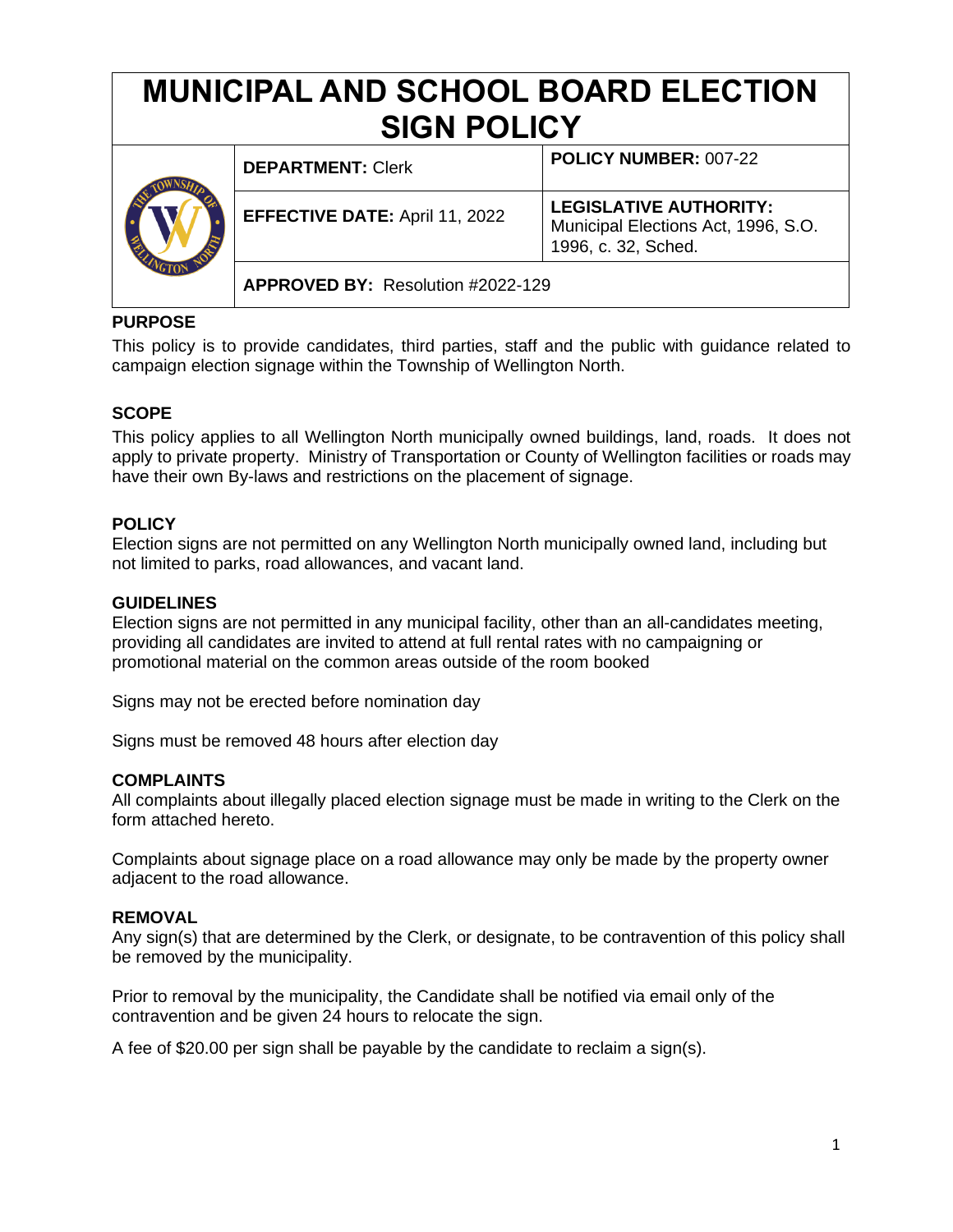# MUNICIPAL AND SCHOOL BOARD ELECTION SIGN POLICY

| | | |
|---|---|---|
| | **DEPARTMENT:** Clerk | **POLICY NUMBER:** 007-22 |
| | **EFFECTIVE DATE:** April 11, 2022 | **LEGISLATIVE AUTHORITY:** Municipal Elections Act, 1996, S.O. 1996, c. 32, Sched. |
| | **APPROVED BY:** Resolution #2022-129 | |

**PURPOSE**

This policy is to provide candidates, third parties, staff and the public with guidance related to campaign election signage within the Township of Wellington North.

**SCOPE**

This policy applies to all Wellington North municipally owned buildings, land, roads. It does not apply to private property. Ministry of Transportation or County of Wellington facilities or roads may have their own By-laws and restrictions on the placement of signage.

**POLICY**

Election signs are not permitted on any Wellington North municipally owned land, including but not limited to parks, road allowances, and vacant land.

**GUIDELINES**

Election signs are not permitted in any municipal facility, other than an all-candidates meeting, providing all candidates are invited to attend at full rental rates with no campaigning or promotional material on the common areas outside of the room booked

Signs may not be erected before nomination day

Signs must be removed 48 hours after election day

**COMPLAINTS**

All complaints about illegally placed election signage must be made in writing to the Clerk on the form attached hereto.

Complaints about signage place on a road allowance may only be made by the property owner adjacent to the road allowance.

**REMOVAL**

Any sign(s) that are determined by the Clerk, or designate, to be contravention of this policy shall be removed by the municipality.

Prior to removal by the municipality, the Candidate shall be notified via email only of the contravention and be given 24 hours to relocate the sign.

A fee of $20.00 per sign shall be payable by the candidate to reclaim a sign(s).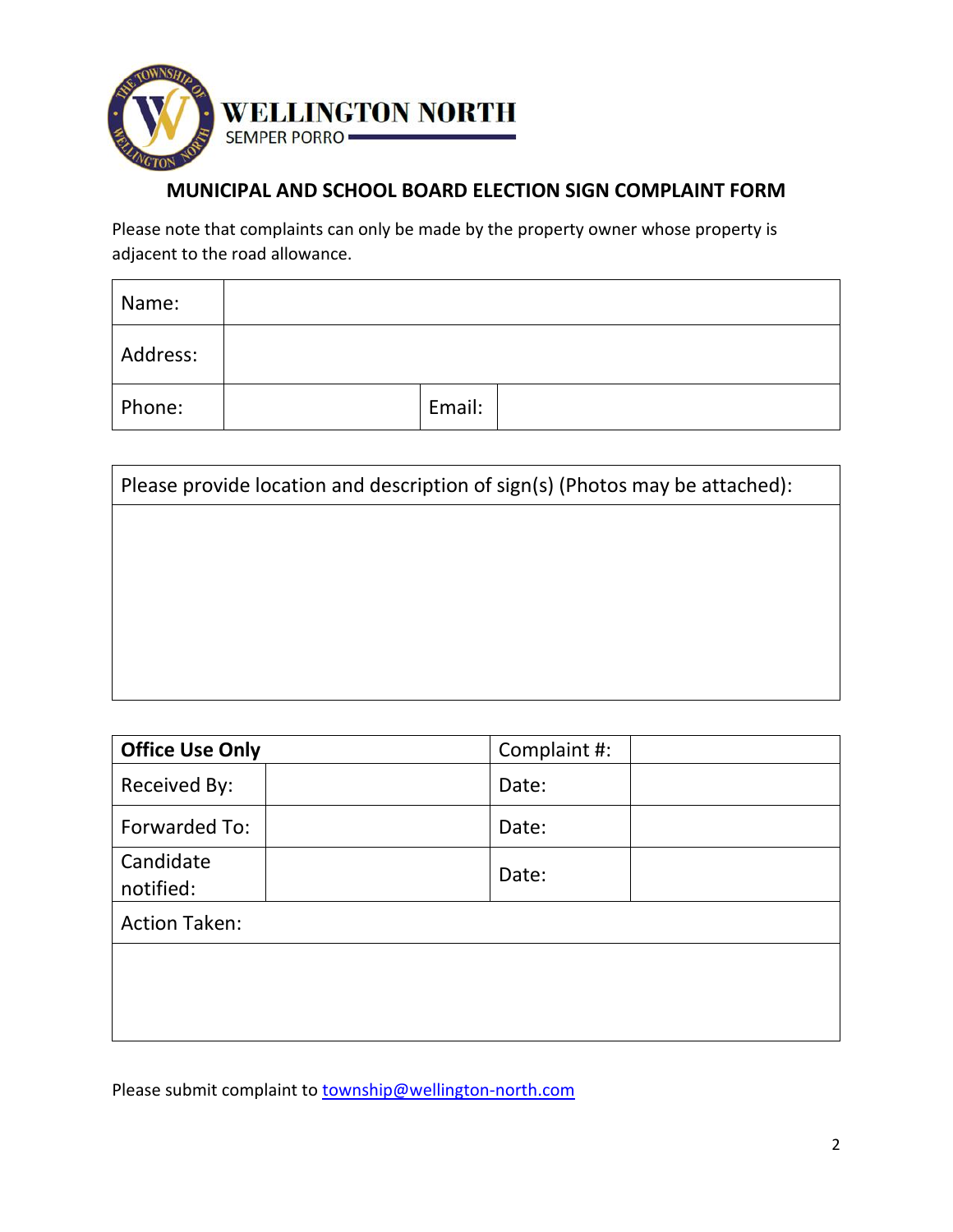**WELLINGTON NORTH**
SEMPER PORRO

# MUNICIPAL AND SCHOOL BOARD ELECTION SIGN COMPLAINT FORM

Please note that complaints can only be made by the property owner whose property is adjacent to the road allowance.

| | | | |
|---|---|---|---|
| Name: | | | |
| Address: | | | |
| Phone: | | Email: | |

| Please provide location and description of sign(s) (Photos may be attached): |
|---|
| |

| **Office Use Only** | | Complaint #: | |
|---|---|---|---|
| Received By: | | Date: | |
| Forwarded To: | | Date: | |
| Candidate notified: | | Date: | |
| Action Taken: | | | |
| | | | |

Please submit complaint to township@wellington-north.com